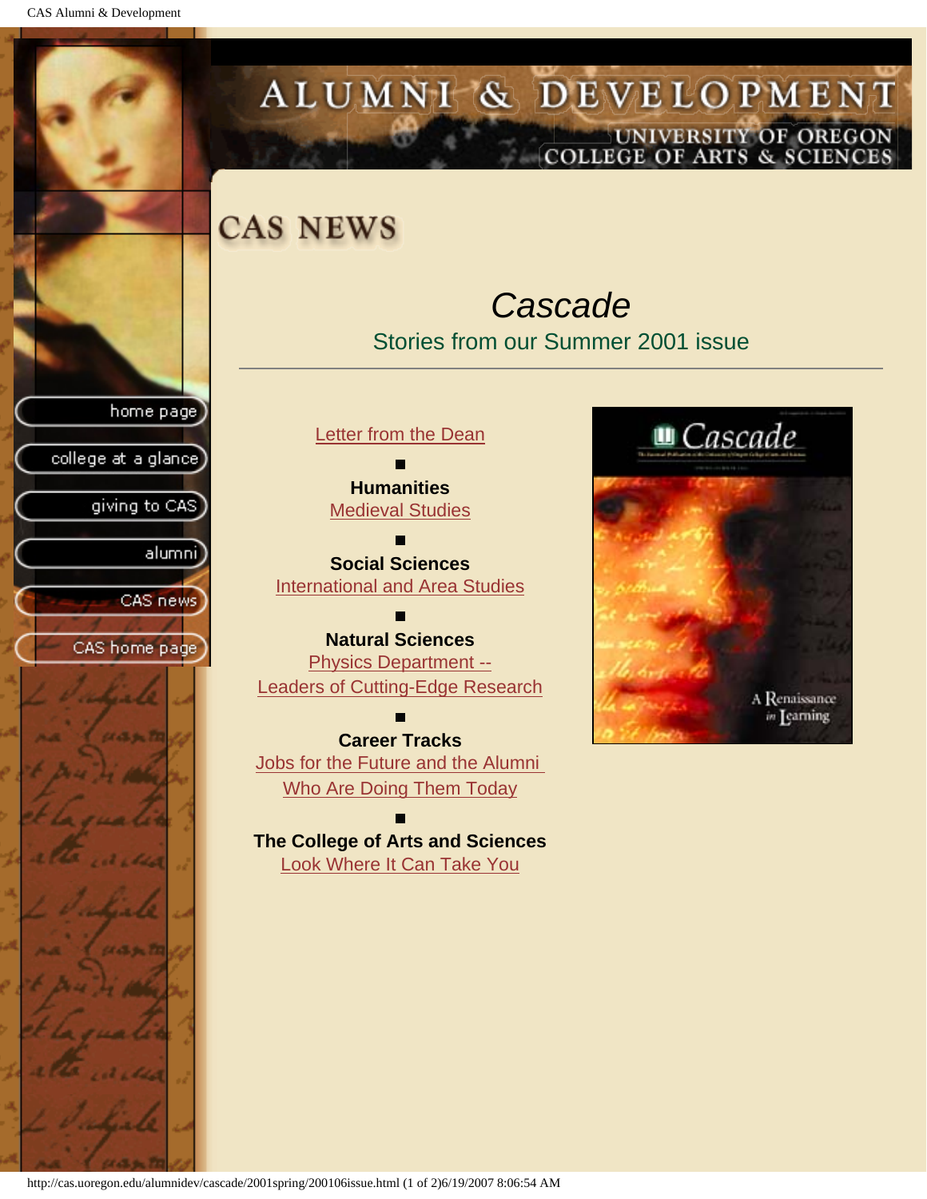# ALUMNI & DEVELOPMENT

UNIVERSITY OF OREGON
COLLEGE OF ARTS & SCIENCES

- home page
- college at a glance
- giving to CAS
- alumni
- CAS news
- CAS home page

## CAS NEWS

### *Cascade*

Stories from our Summer 2001 issue

---

Letter from the Dean

**Humanities**
Medieval Studies

**Social Sciences**
International and Area Studies

**Natural Sciences**
Physics Department -- Leaders of Cutting-Edge Research

**Career Tracks**
Jobs for the Future and the Alumni Who Are Doing Them Today

**The College of Arts and Sciences**
Look Where It Can Take You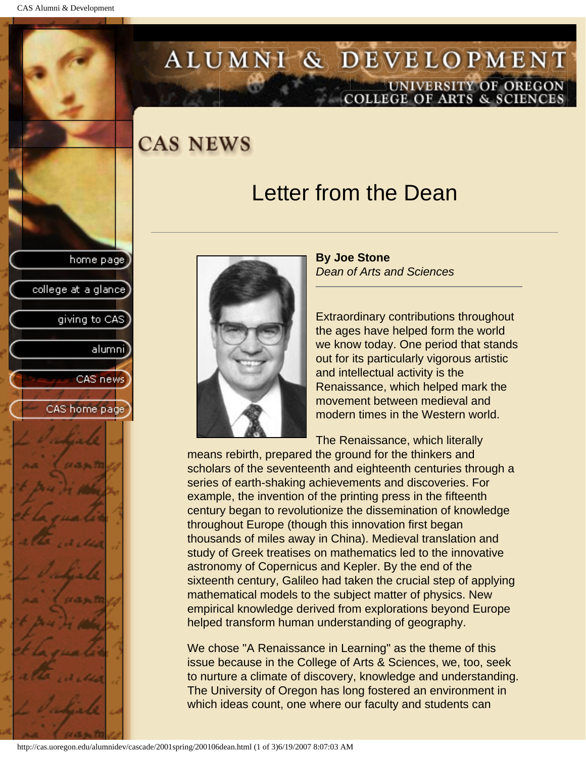# CAS NEWS

## Letter from the Dean

**By Joe Stone**
*Dean of Arts and Sciences*

Extraordinary contributions throughout the ages have helped form the world we know today. One period that stands out for its particularly vigorous artistic and intellectual activity is the Renaissance, which helped mark the movement between medieval and modern times in the Western world.

The Renaissance, which literally means rebirth, prepared the ground for the thinkers and scholars of the seventeenth and eighteenth centuries through a series of earth-shaking achievements and discoveries. For example, the invention of the printing press in the fifteenth century began to revolutionize the dissemination of knowledge throughout Europe (though this innovation first began thousands of miles away in China). Medieval translation and study of Greek treatises on mathematics led to the innovative astronomy of Copernicus and Kepler. By the end of the sixteenth century, Galileo had taken the crucial step of applying mathematical models to the subject matter of physics. New empirical knowledge derived from explorations beyond Europe helped transform human understanding of geography.

We chose "A Renaissance in Learning" as the theme of this issue because in the College of Arts & Sciences, we, too, seek to nurture a climate of discovery, knowledge and understanding. The University of Oregon has long fostered an environment in which ideas count, one where our faculty and students can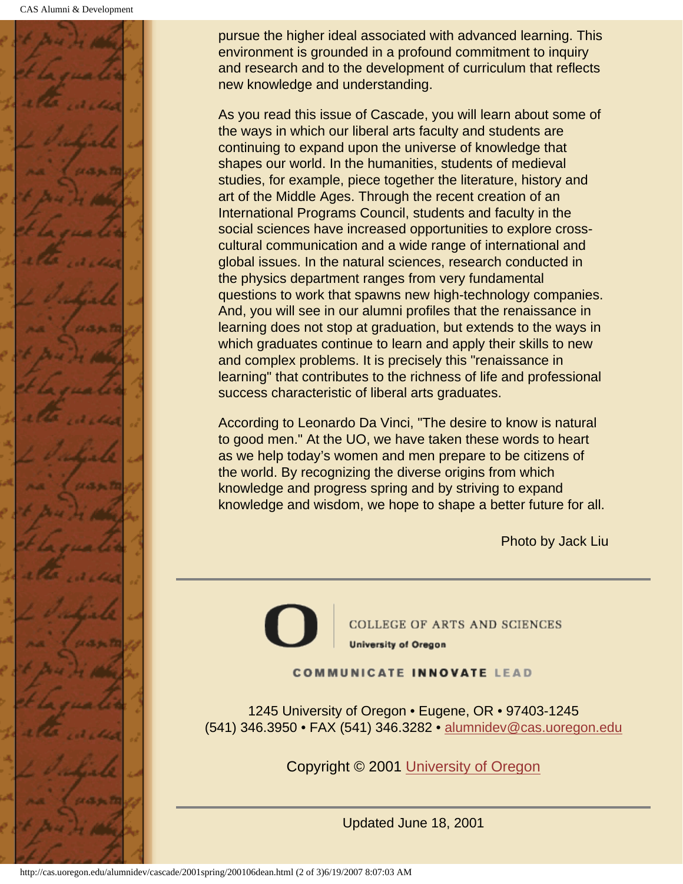pursue the higher ideal associated with advanced learning. This environment is grounded in a profound commitment to inquiry and research and to the development of curriculum that reflects new knowledge and understanding.

As you read this issue of Cascade, you will learn about some of the ways in which our liberal arts faculty and students are continuing to expand upon the universe of knowledge that shapes our world. In the humanities, students of medieval studies, for example, piece together the literature, history and art of the Middle Ages. Through the recent creation of an International Programs Council, students and faculty in the social sciences have increased opportunities to explore cross-cultural communication and a wide range of international and global issues. In the natural sciences, research conducted in the physics department ranges from very fundamental questions to work that spawns new high-technology companies. And, you will see in our alumni profiles that the renaissance in learning does not stop at graduation, but extends to the ways in which graduates continue to learn and apply their skills to new and complex problems. It is precisely this "renaissance in learning" that contributes to the richness of life and professional success characteristic of liberal arts graduates.

According to Leonardo Da Vinci, "The desire to know is natural to good men." At the UO, we have taken these words to heart as we help today's women and men prepare to be citizens of the world. By recognizing the diverse origins from which knowledge and progress spring and by striving to expand knowledge and wisdom, we hope to shape a better future for all.

Photo by Jack Liu

---

COLLEGE OF ARTS AND SCIENCES
University of Oregon

COMMUNICATE INNOVATE LEAD

1245 University of Oregon • Eugene, OR • 97403-1245
(541) 346.3950 • FAX (541) 346.3282 • alumnidev@cas.uoregon.edu

Copyright © 2001 University of Oregon

---

Updated June 18, 2001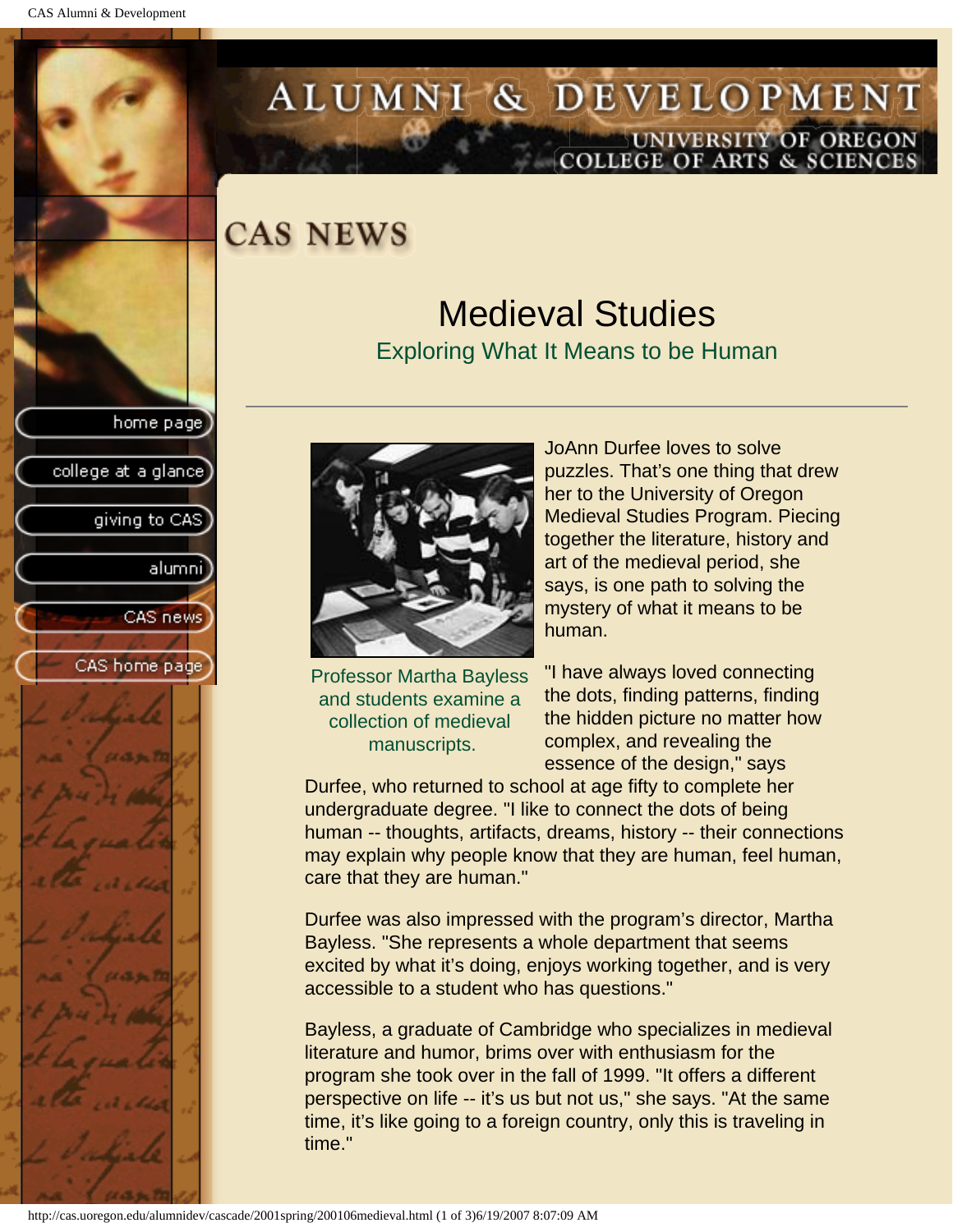# CAS NEWS

## Medieval Studies

### Exploring What It Means to be Human

Professor Martha Bayless and students examine a collection of medieval manuscripts.

JoAnn Durfee loves to solve puzzles. That's one thing that drew her to the University of Oregon Medieval Studies Program. Piecing together the literature, history and art of the medieval period, she says, is one path to solving the mystery of what it means to be human.

"I have always loved connecting the dots, finding patterns, finding the hidden picture no matter how complex, and revealing the essence of the design," says Durfee, who returned to school at age fifty to complete her undergraduate degree. "I like to connect the dots of being human -- thoughts, artifacts, dreams, history -- their connections may explain why people know that they are human, feel human, care that they are human."

Durfee was also impressed with the program's director, Martha Bayless. "She represents a whole department that seems excited by what it's doing, enjoys working together, and is very accessible to a student who has questions."

Bayless, a graduate of Cambridge who specializes in medieval literature and humor, brims over with enthusiasm for the program she took over in the fall of 1999. "It offers a different perspective on life -- it's us but not us," she says. "At the same time, it's like going to a foreign country, only this is traveling in time."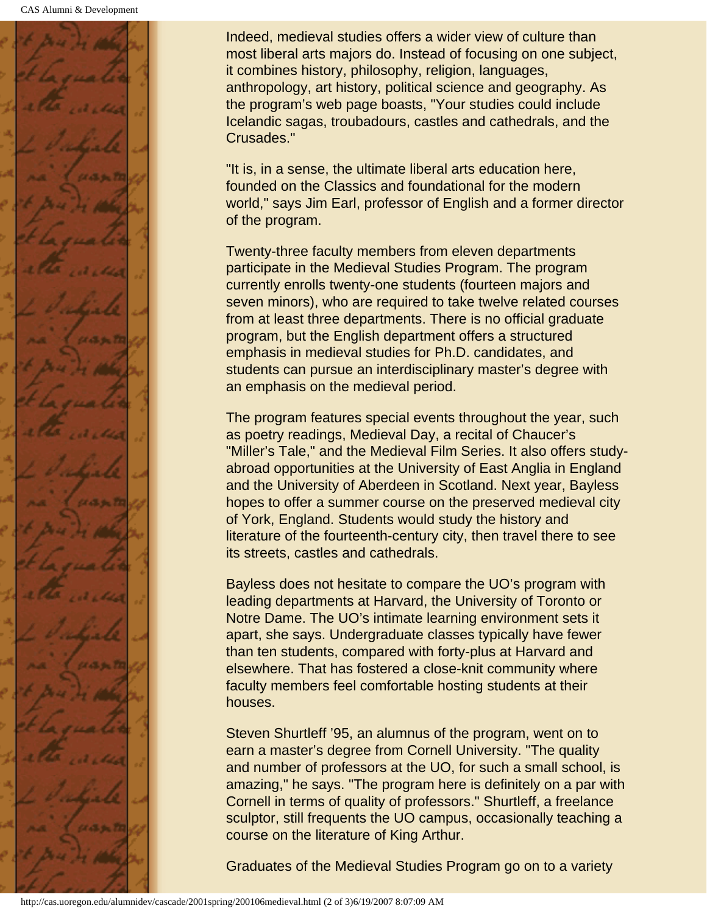Indeed, medieval studies offers a wider view of culture than most liberal arts majors do. Instead of focusing on one subject, it combines history, philosophy, religion, languages, anthropology, art history, political science and geography. As the program's web page boasts, "Your studies could include Icelandic sagas, troubadours, castles and cathedrals, and the Crusades."

"It is, in a sense, the ultimate liberal arts education here, founded on the Classics and foundational for the modern world," says Jim Earl, professor of English and a former director of the program.

Twenty-three faculty members from eleven departments participate in the Medieval Studies Program. The program currently enrolls twenty-one students (fourteen majors and seven minors), who are required to take twelve related courses from at least three departments. There is no official graduate program, but the English department offers a structured emphasis in medieval studies for Ph.D. candidates, and students can pursue an interdisciplinary master's degree with an emphasis on the medieval period.

The program features special events throughout the year, such as poetry readings, Medieval Day, a recital of Chaucer's "Miller's Tale," and the Medieval Film Series. It also offers study-abroad opportunities at the University of East Anglia in England and the University of Aberdeen in Scotland. Next year, Bayless hopes to offer a summer course on the preserved medieval city of York, England. Students would study the history and literature of the fourteenth-century city, then travel there to see its streets, castles and cathedrals.

Bayless does not hesitate to compare the UO's program with leading departments at Harvard, the University of Toronto or Notre Dame. The UO's intimate learning environment sets it apart, she says. Undergraduate classes typically have fewer than ten students, compared with forty-plus at Harvard and elsewhere. That has fostered a close-knit community where faculty members feel comfortable hosting students at their houses.

Steven Shurtleff '95, an alumnus of the program, went on to earn a master's degree from Cornell University. "The quality and number of professors at the UO, for such a small school, is amazing," he says. "The program here is definitely on a par with Cornell in terms of quality of professors." Shurtleff, a freelance sculptor, still frequents the UO campus, occasionally teaching a course on the literature of King Arthur.

Graduates of the Medieval Studies Program go on to a variety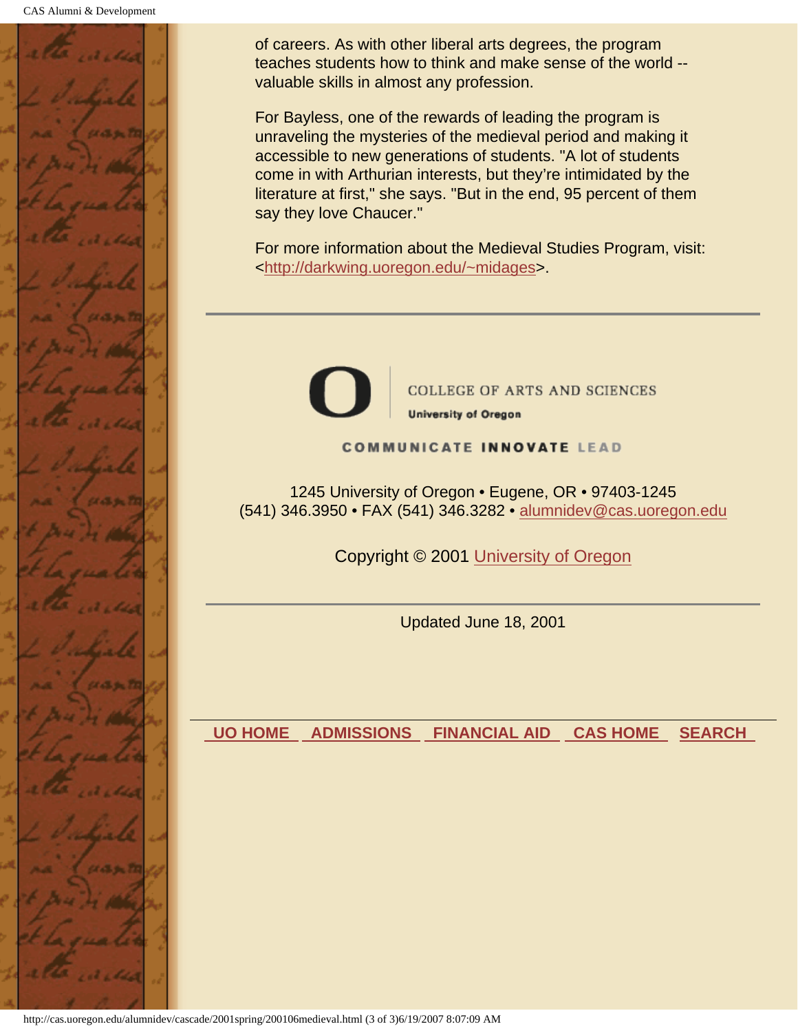of careers. As with other liberal arts degrees, the program teaches students how to think and make sense of the world -- valuable skills in almost any profession.

For Bayless, one of the rewards of leading the program is unraveling the mysteries of the medieval period and making it accessible to new generations of students. "A lot of students come in with Arthurian interests, but they're intimidated by the literature at first," she says. "But in the end, 95 percent of them say they love Chaucer."

For more information about the Medieval Studies Program, visit: <http://darkwing.uoregon.edu/~midages>.

---

COLLEGE OF ARTS AND SCIENCES
University of Oregon

COMMUNICATE INNOVATE LEAD

1245 University of Oregon • Eugene, OR • 97403-1245
(541) 346.3950 • FAX (541) 346.3282 • alumnidev@cas.uoregon.edu

Copyright © 2001 University of Oregon

---

Updated June 18, 2001

UO HOME | ADMISSIONS | FINANCIAL AID | CAS HOME | SEARCH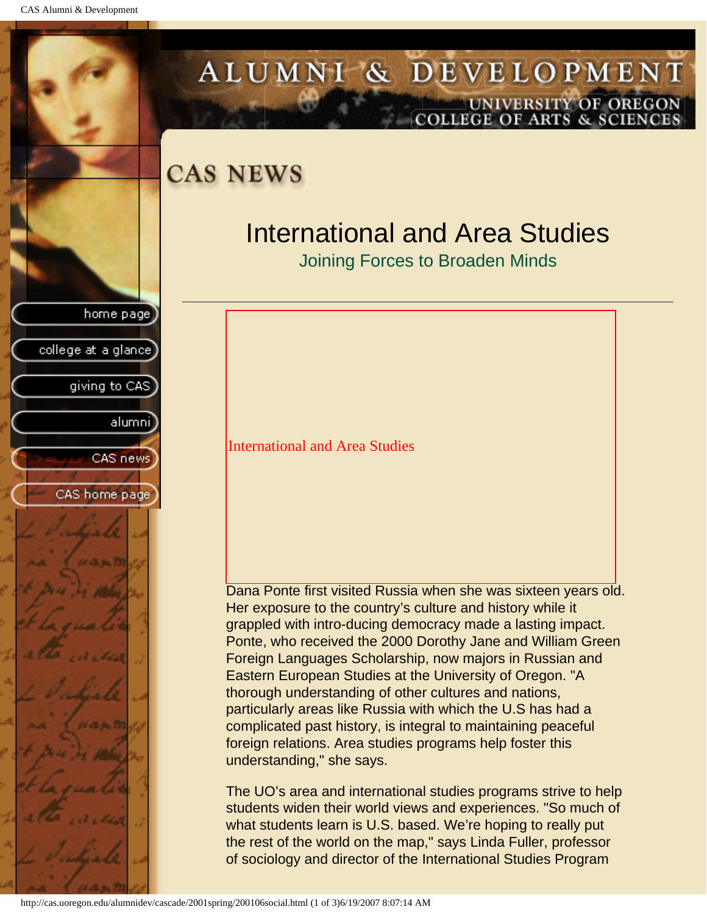# CAS NEWS

## International and Area Studies

### Joining Forces to Broaden Minds

---

International and Area Studies

Dana Ponte first visited Russia when she was sixteen years old. Her exposure to the country's culture and history while it grappled with intro-ducing democracy made a lasting impact. Ponte, who received the 2000 Dorothy Jane and William Green Foreign Languages Scholarship, now majors in Russian and Eastern European Studies at the University of Oregon. "A thorough understanding of other cultures and nations, particularly areas like Russia with which the U.S has had a complicated past history, is integral to maintaining peaceful foreign relations. Area studies programs help foster this understanding," she says.

The UO's area and international studies programs strive to help students widen their world views and experiences. "So much of what students learn is U.S. based. We're hoping to really put the rest of the world on the map," says Linda Fuller, professor of sociology and director of the International Studies Program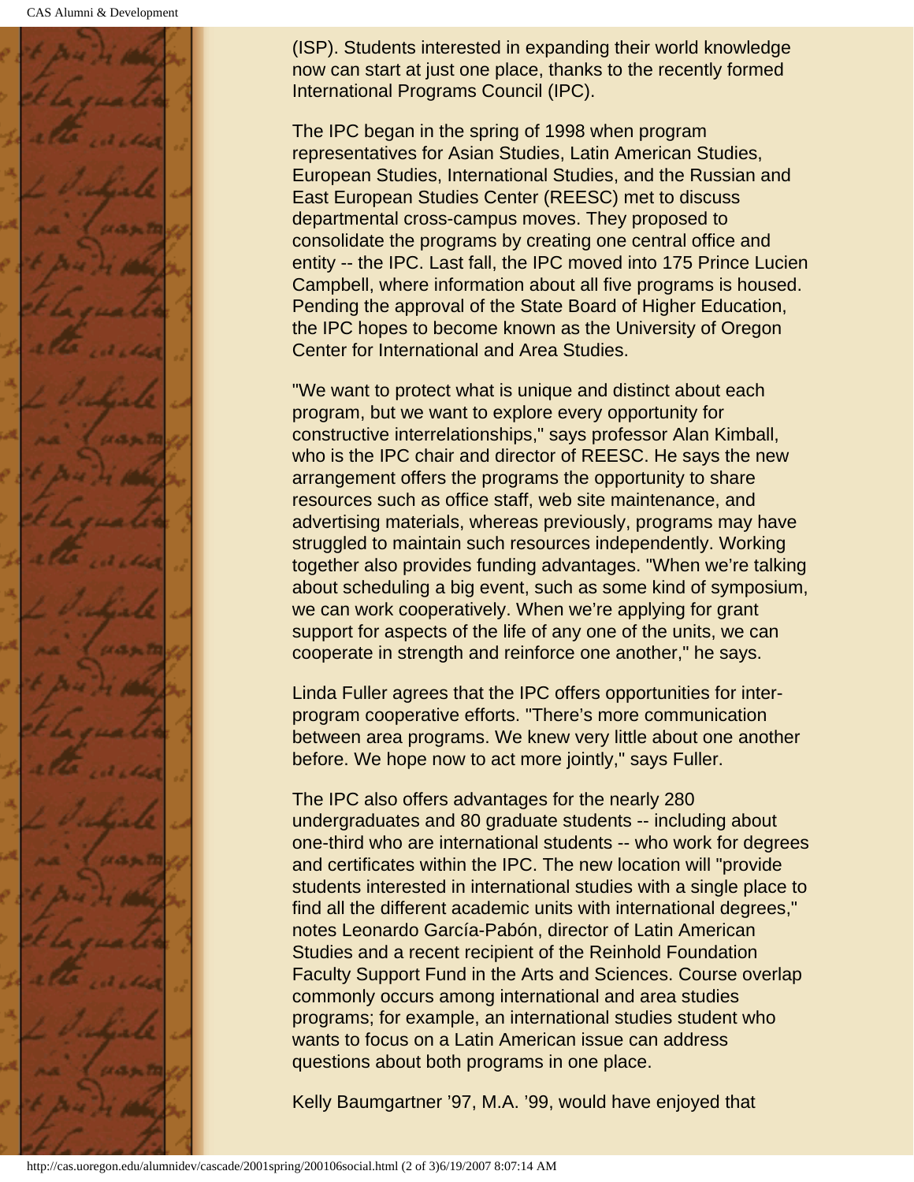(ISP). Students interested in expanding their world knowledge now can start at just one place, thanks to the recently formed International Programs Council (IPC).

The IPC began in the spring of 1998 when program representatives for Asian Studies, Latin American Studies, European Studies, International Studies, and the Russian and East European Studies Center (REESC) met to discuss departmental cross-campus moves. They proposed to consolidate the programs by creating one central office and entity -- the IPC. Last fall, the IPC moved into 175 Prince Lucien Campbell, where information about all five programs is housed. Pending the approval of the State Board of Higher Education, the IPC hopes to become known as the University of Oregon Center for International and Area Studies.

"We want to protect what is unique and distinct about each program, but we want to explore every opportunity for constructive interrelationships," says professor Alan Kimball, who is the IPC chair and director of REESC. He says the new arrangement offers the programs the opportunity to share resources such as office staff, web site maintenance, and advertising materials, whereas previously, programs may have struggled to maintain such resources independently. Working together also provides funding advantages. "When we're talking about scheduling a big event, such as some kind of symposium, we can work cooperatively. When we're applying for grant support for aspects of the life of any one of the units, we can cooperate in strength and reinforce one another," he says.

Linda Fuller agrees that the IPC offers opportunities for inter-program cooperative efforts. "There's more communication between area programs. We knew very little about one another before. We hope now to act more jointly," says Fuller.

The IPC also offers advantages for the nearly 280 undergraduates and 80 graduate students -- including about one-third who are international students -- who work for degrees and certificates within the IPC. The new location will "provide students interested in international studies with a single place to find all the different academic units with international degrees," notes Leonardo García-Pabón, director of Latin American Studies and a recent recipient of the Reinhold Foundation Faculty Support Fund in the Arts and Sciences. Course overlap commonly occurs among international and area studies programs; for example, an international studies student who wants to focus on a Latin American issue can address questions about both programs in one place.

Kelly Baumgartner '97, M.A. '99, would have enjoyed that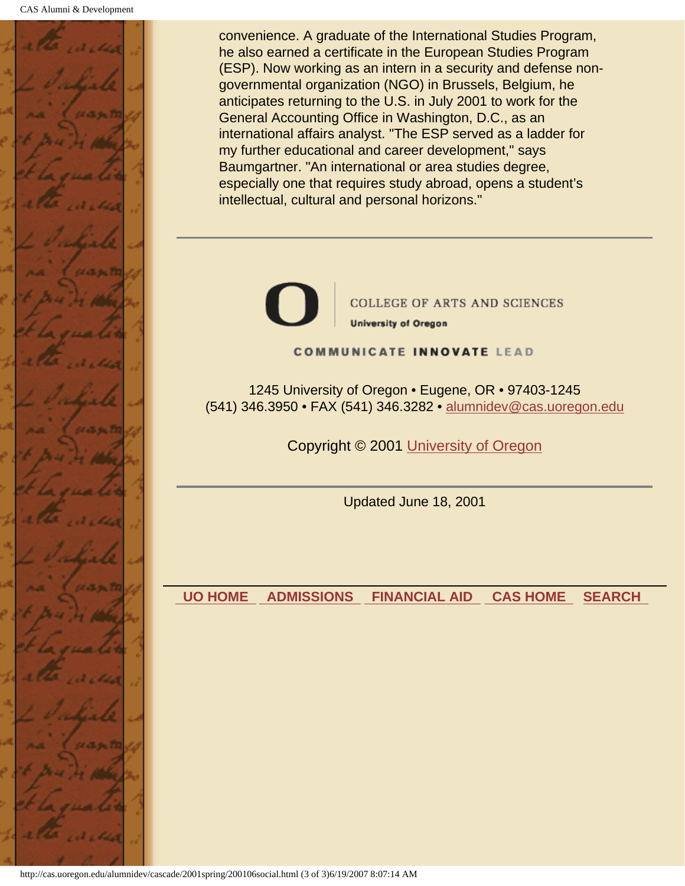convenience. A graduate of the International Studies Program, he also earned a certificate in the European Studies Program (ESP). Now working as an intern in a security and defense non-governmental organization (NGO) in Brussels, Belgium, he anticipates returning to the U.S. in July 2001 to work for the General Accounting Office in Washington, D.C., as an international affairs analyst. "The ESP served as a ladder for my further educational and career development," says Baumgartner. "An international or area studies degree, especially one that requires study abroad, opens a student's intellectual, cultural and personal horizons."

---

COLLEGE OF ARTS AND SCIENCES

**University of Oregon**

COMMUNICATE **INNOVATE** LEAD

1245 University of Oregon • Eugene, OR • 97403-1245
(541) 346.3950 • FAX (541) 346.3282 • alumnidev@cas.uoregon.edu

Copyright © 2001 University of Oregon

---

Updated June 18, 2001

**UO HOME** **ADMISSIONS** **FINANCIAL AID** **CAS HOME** **SEARCH**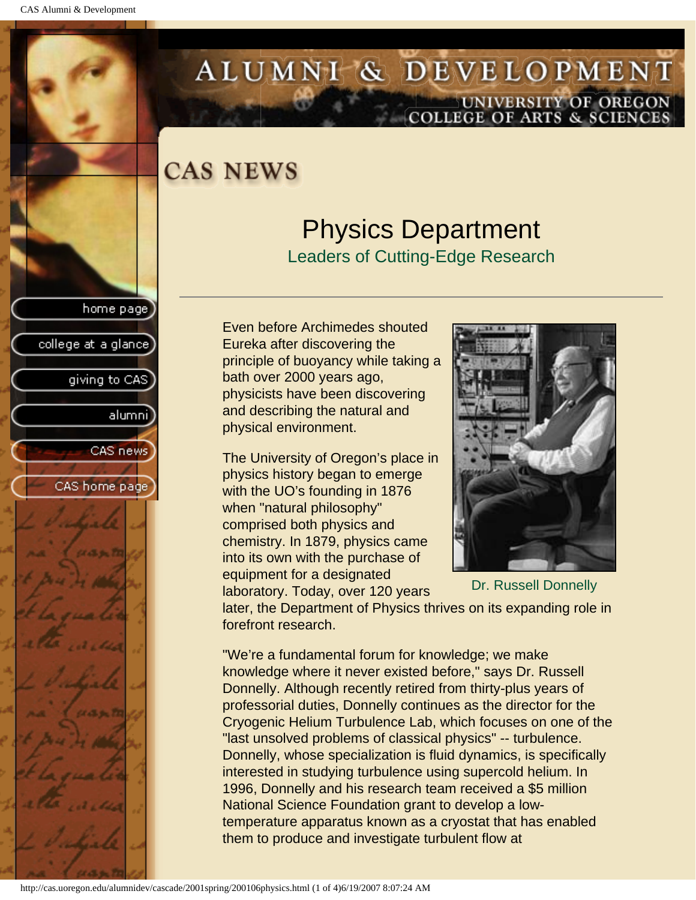# CAS NEWS

## Physics Department

### Leaders of Cutting-Edge Research

Even before Archimedes shouted Eureka after discovering the principle of buoyancy while taking a bath over 2000 years ago, physicists have been discovering and describing the natural and physical environment.

Dr. Russell Donnelly

The University of Oregon's place in physics history began to emerge with the UO's founding in 1876 when "natural philosophy" comprised both physics and chemistry. In 1879, physics came into its own with the purchase of equipment for a designated laboratory. Today, over 120 years later, the Department of Physics thrives on its expanding role in forefront research.

"We're a fundamental forum for knowledge; we make knowledge where it never existed before," says Dr. Russell Donnelly. Although recently retired from thirty-plus years of professorial duties, Donnelly continues as the director for the Cryogenic Helium Turbulence Lab, which focuses on one of the "last unsolved problems of classical physics" -- turbulence. Donnelly, whose specialization is fluid dynamics, is specifically interested in studying turbulence using supercold helium. In 1996, Donnelly and his research team received a $5 million National Science Foundation grant to develop a low-temperature apparatus known as a cryostat that has enabled them to produce and investigate turbulent flow at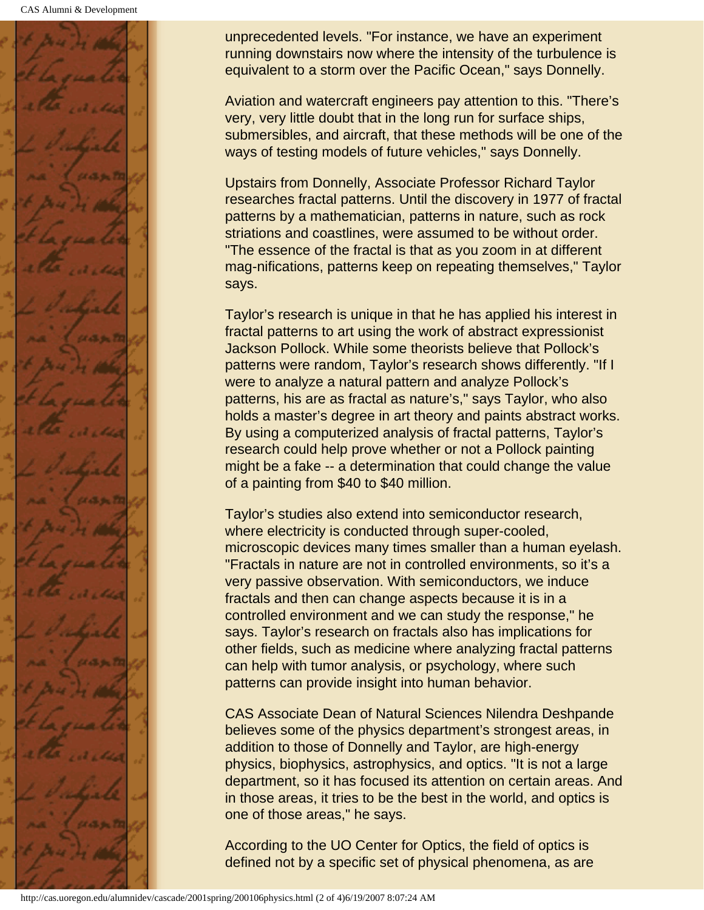unprecedented levels. "For instance, we have an experiment running downstairs now where the intensity of the turbulence is equivalent to a storm over the Pacific Ocean," says Donnelly.

Aviation and watercraft engineers pay attention to this. "There's very, very little doubt that in the long run for surface ships, submersibles, and aircraft, that these methods will be one of the ways of testing models of future vehicles," says Donnelly.

Upstairs from Donnelly, Associate Professor Richard Taylor researches fractal patterns. Until the discovery in 1977 of fractal patterns by a mathematician, patterns in nature, such as rock striations and coastlines, were assumed to be without order. "The essence of the fractal is that as you zoom in at different mag-nifications, patterns keep on repeating themselves," Taylor says.

Taylor's research is unique in that he has applied his interest in fractal patterns to art using the work of abstract expressionist Jackson Pollock. While some theorists believe that Pollock's patterns were random, Taylor's research shows differently. "If I were to analyze a natural pattern and analyze Pollock's patterns, his are as fractal as nature's," says Taylor, who also holds a master's degree in art theory and paints abstract works. By using a computerized analysis of fractal patterns, Taylor's research could help prove whether or not a Pollock painting might be a fake -- a determination that could change the value of a painting from $40 to $40 million.

Taylor's studies also extend into semiconductor research, where electricity is conducted through super-cooled, microscopic devices many times smaller than a human eyelash. "Fractals in nature are not in controlled environments, so it's a very passive observation. With semiconductors, we induce fractals and then can change aspects because it is in a controlled environment and we can study the response," he says. Taylor's research on fractals also has implications for other fields, such as medicine where analyzing fractal patterns can help with tumor analysis, or psychology, where such patterns can provide insight into human behavior.

CAS Associate Dean of Natural Sciences Nilendra Deshpande believes some of the physics department's strongest areas, in addition to those of Donnelly and Taylor, are high-energy physics, biophysics, astrophysics, and optics. "It is not a large department, so it has focused its attention on certain areas. And in those areas, it tries to be the best in the world, and optics is one of those areas," he says.

According to the UO Center for Optics, the field of optics is defined not by a specific set of physical phenomena, as are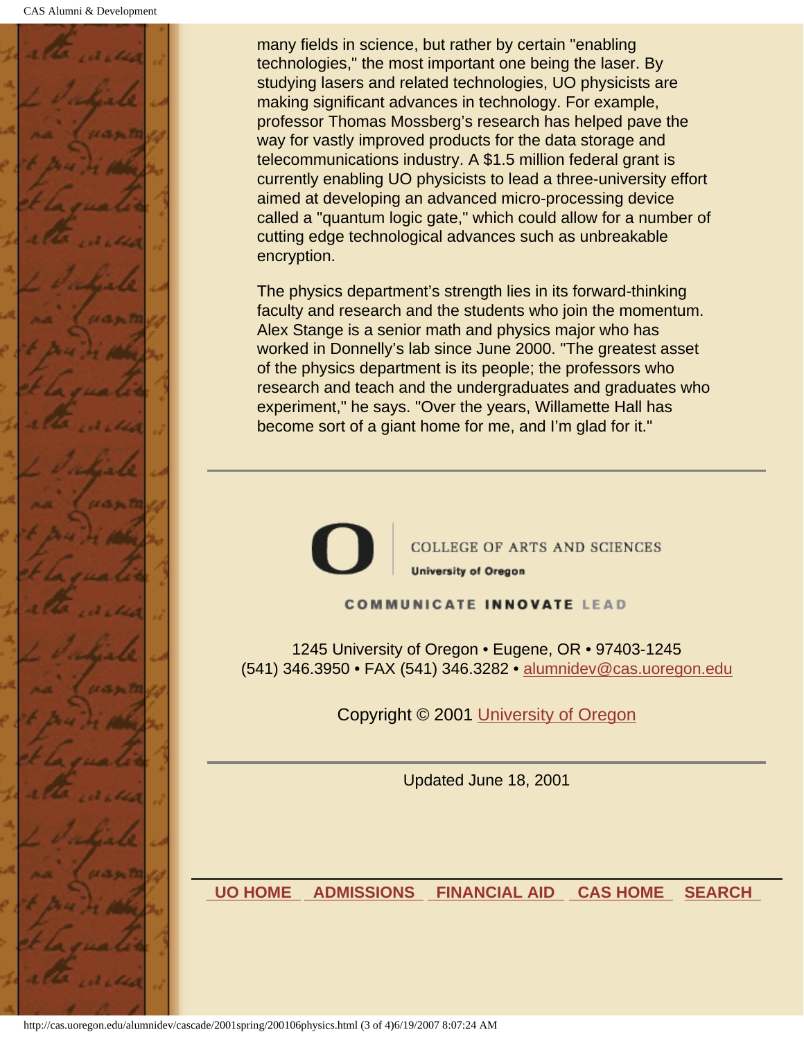many fields in science, but rather by certain "enabling technologies," the most important one being the laser. By studying lasers and related technologies, UO physicists are making significant advances in technology. For example, professor Thomas Mossberg's research has helped pave the way for vastly improved products for the data storage and telecommunications industry. A $1.5 million federal grant is currently enabling UO physicists to lead a three-university effort aimed at developing an advanced micro-processing device called a "quantum logic gate," which could allow for a number of cutting edge technological advances such as unbreakable encryption.

The physics department's strength lies in its forward-thinking faculty and research and the students who join the momentum. Alex Stange is a senior math and physics major who has worked in Donnelly's lab since June 2000. "The greatest asset of the physics department is its people; the professors who research and teach and the undergraduates and graduates who experiment," he says. "Over the years, Willamette Hall has become sort of a giant home for me, and I'm glad for it."

---

COLLEGE OF ARTS AND SCIENCES
University of Oregon

COMMUNICATE INNOVATE LEAD

1245 University of Oregon • Eugene, OR • 97403-1245
(541) 346.3950 • FAX (541) 346.3282 • alumnidev@cas.uoregon.edu

Copyright © 2001 University of Oregon

---

Updated June 18, 2001

UO HOME ADMISSIONS FINANCIAL AID CAS HOME SEARCH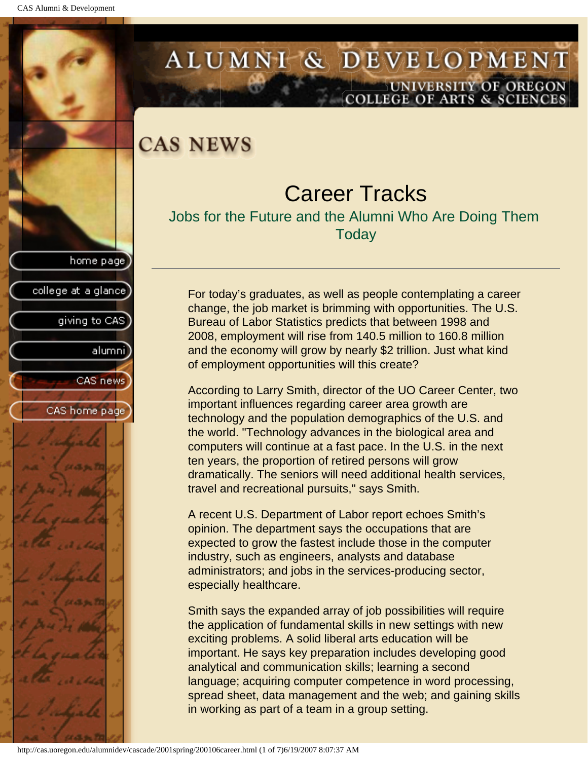# CAS NEWS

## Career Tracks

### Jobs for the Future and the Alumni Who Are Doing Them Today

---

For today's graduates, as well as people contemplating a career change, the job market is brimming with opportunities. The U.S. Bureau of Labor Statistics predicts that between 1998 and 2008, employment will rise from 140.5 million to 160.8 million and the economy will grow by nearly $2 trillion. Just what kind of employment opportunities will this create?

According to Larry Smith, director of the UO Career Center, two important influences regarding career area growth are technology and the population demographics of the U.S. and the world. "Technology advances in the biological area and computers will continue at a fast pace. In the U.S. in the next ten years, the proportion of retired persons will grow dramatically. The seniors will need additional health services, travel and recreational pursuits," says Smith.

A recent U.S. Department of Labor report echoes Smith's opinion. The department says the occupations that are expected to grow the fastest include those in the computer industry, such as engineers, analysts and database administrators; and jobs in the services-producing sector, especially healthcare.

Smith says the expanded array of job possibilities will require the application of fundamental skills in new settings with new exciting problems. A solid liberal arts education will be important. He says key preparation includes developing good analytical and communication skills; learning a second language; acquiring computer competence in word processing, spread sheet, data management and the web; and gaining skills in working as part of a team in a group setting.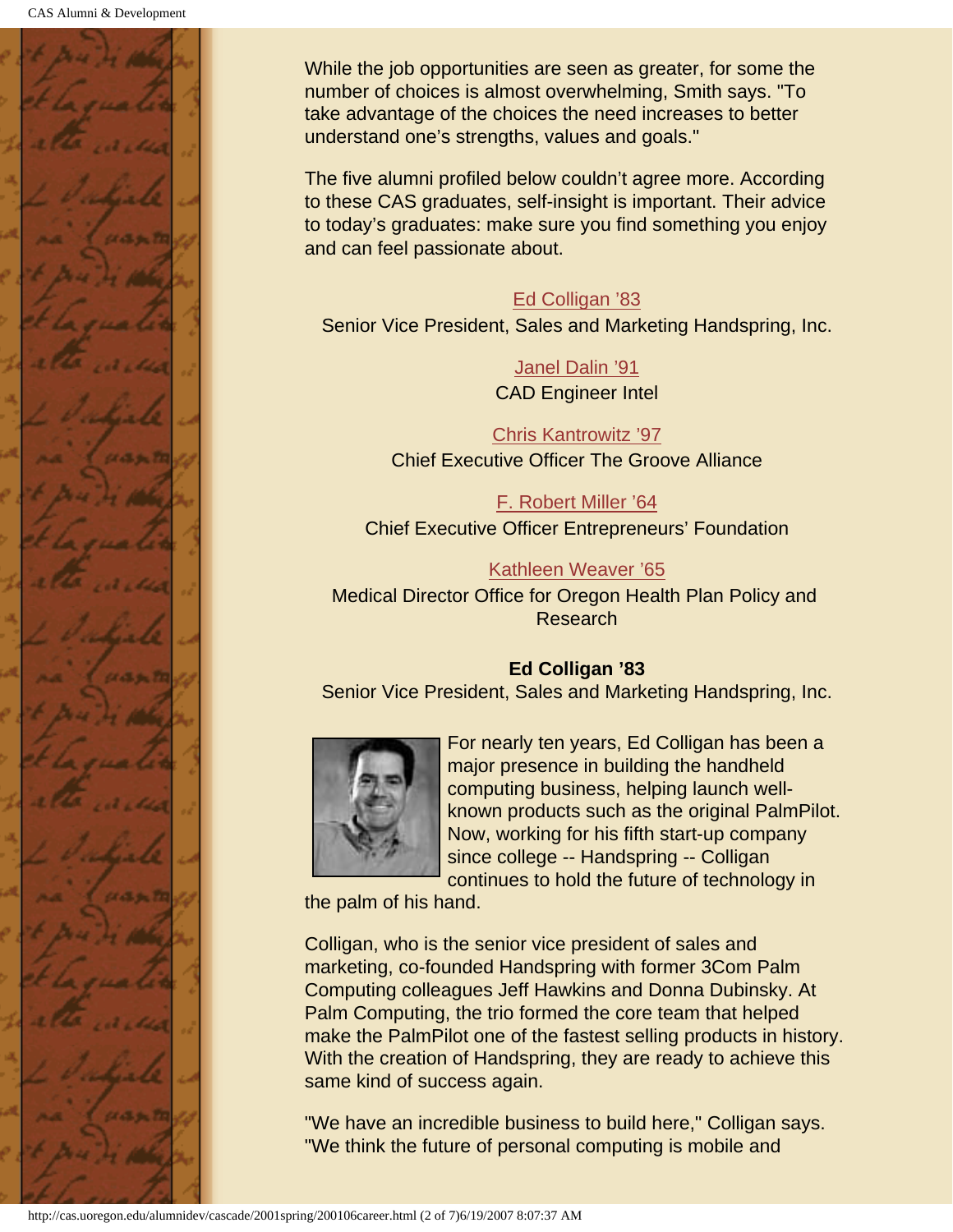While the job opportunities are seen as greater, for some the number of choices is almost overwhelming, Smith says. "To take advantage of the choices the need increases to better understand one's strengths, values and goals."

The five alumni profiled below couldn't agree more. According to these CAS graduates, self-insight is important. Their advice to today's graduates: make sure you find something you enjoy and can feel passionate about.

Ed Colligan '83
Senior Vice President, Sales and Marketing Handspring, Inc.

Janel Dalin '91
CAD Engineer Intel

Chris Kantrowitz '97
Chief Executive Officer The Groove Alliance

F. Robert Miller '64
Chief Executive Officer Entrepreneurs' Foundation

Kathleen Weaver '65
Medical Director Office for Oregon Health Plan Policy and Research

**Ed Colligan '83**
Senior Vice President, Sales and Marketing Handspring, Inc.

For nearly ten years, Ed Colligan has been a major presence in building the handheld computing business, helping launch well-known products such as the original PalmPilot. Now, working for his fifth start-up company since college -- Handspring -- Colligan continues to hold the future of technology in the palm of his hand.

Colligan, who is the senior vice president of sales and marketing, co-founded Handspring with former 3Com Palm Computing colleagues Jeff Hawkins and Donna Dubinsky. At Palm Computing, the trio formed the core team that helped make the PalmPilot one of the fastest selling products in history. With the creation of Handspring, they are ready to achieve this same kind of success again.

"We have an incredible business to build here," Colligan says. "We think the future of personal computing is mobile and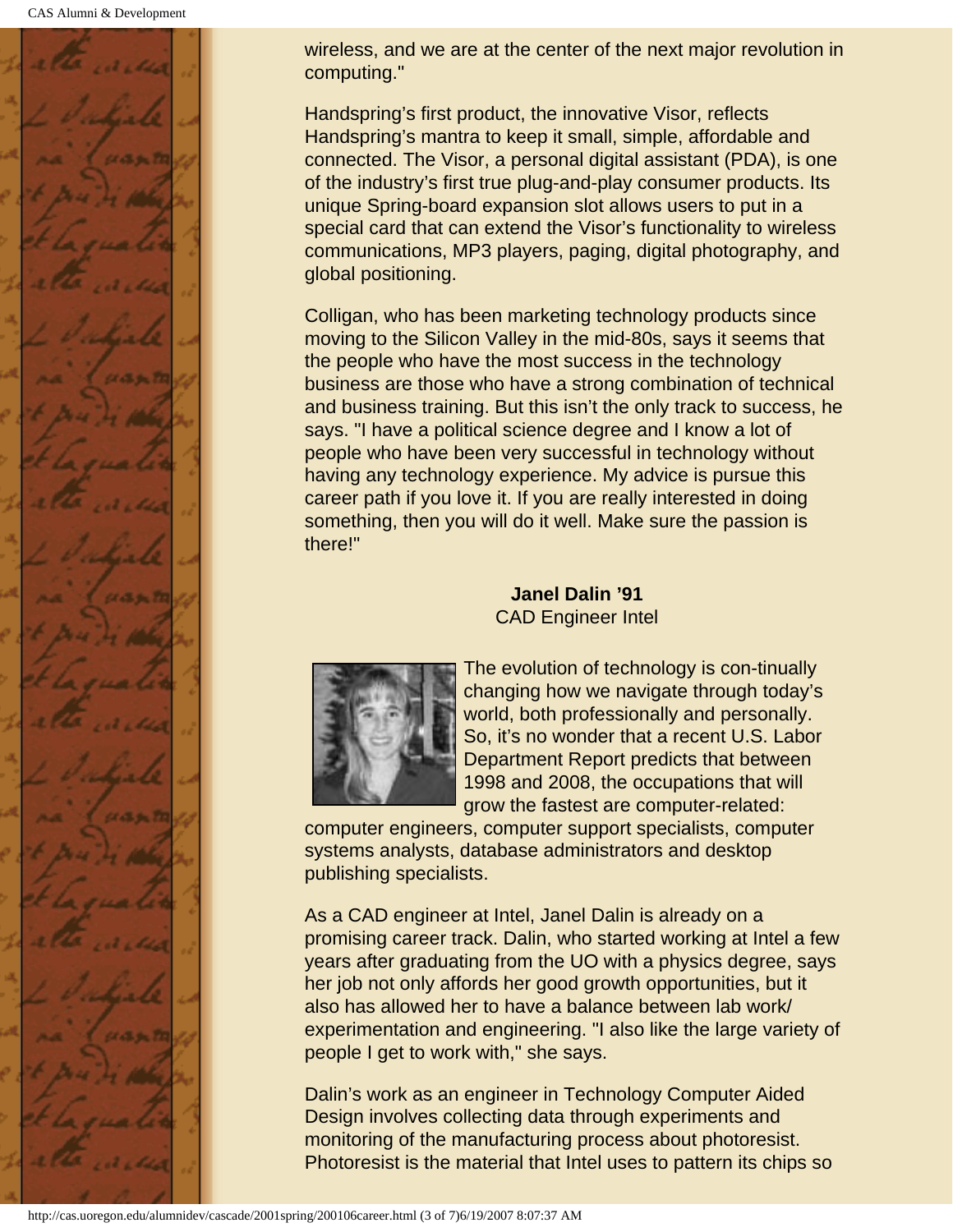wireless, and we are at the center of the next major revolution in computing."

Handspring's first product, the innovative Visor, reflects Handspring's mantra to keep it small, simple, affordable and connected. The Visor, a personal digital assistant (PDA), is one of the industry's first true plug-and-play consumer products. Its unique Spring-board expansion slot allows users to put in a special card that can extend the Visor's functionality to wireless communications, MP3 players, paging, digital photography, and global positioning.

Colligan, who has been marketing technology products since moving to the Silicon Valley in the mid-80s, says it seems that the people who have the most success in the technology business are those who have a strong combination of technical and business training. But this isn't the only track to success, he says. "I have a political science degree and I know a lot of people who have been very successful in technology without having any technology experience. My advice is pursue this career path if you love it. If you are really interested in doing something, then you will do it well. Make sure the passion is there!"

**Janel Dalin '91**
CAD Engineer Intel

The evolution of technology is con-tinually changing how we navigate through today's world, both professionally and personally. So, it's no wonder that a recent U.S. Labor Department Report predicts that between 1998 and 2008, the occupations that will grow the fastest are computer-related: computer engineers, computer support specialists, computer systems analysts, database administrators and desktop publishing specialists.

As a CAD engineer at Intel, Janel Dalin is already on a promising career track. Dalin, who started working at Intel a few years after graduating from the UO with a physics degree, says her job not only affords her good growth opportunities, but it also has allowed her to have a balance between lab work/ experimentation and engineering. "I also like the large variety of people I get to work with," she says.

Dalin's work as an engineer in Technology Computer Aided Design involves collecting data through experiments and monitoring of the manufacturing process about photoresist. Photoresist is the material that Intel uses to pattern its chips so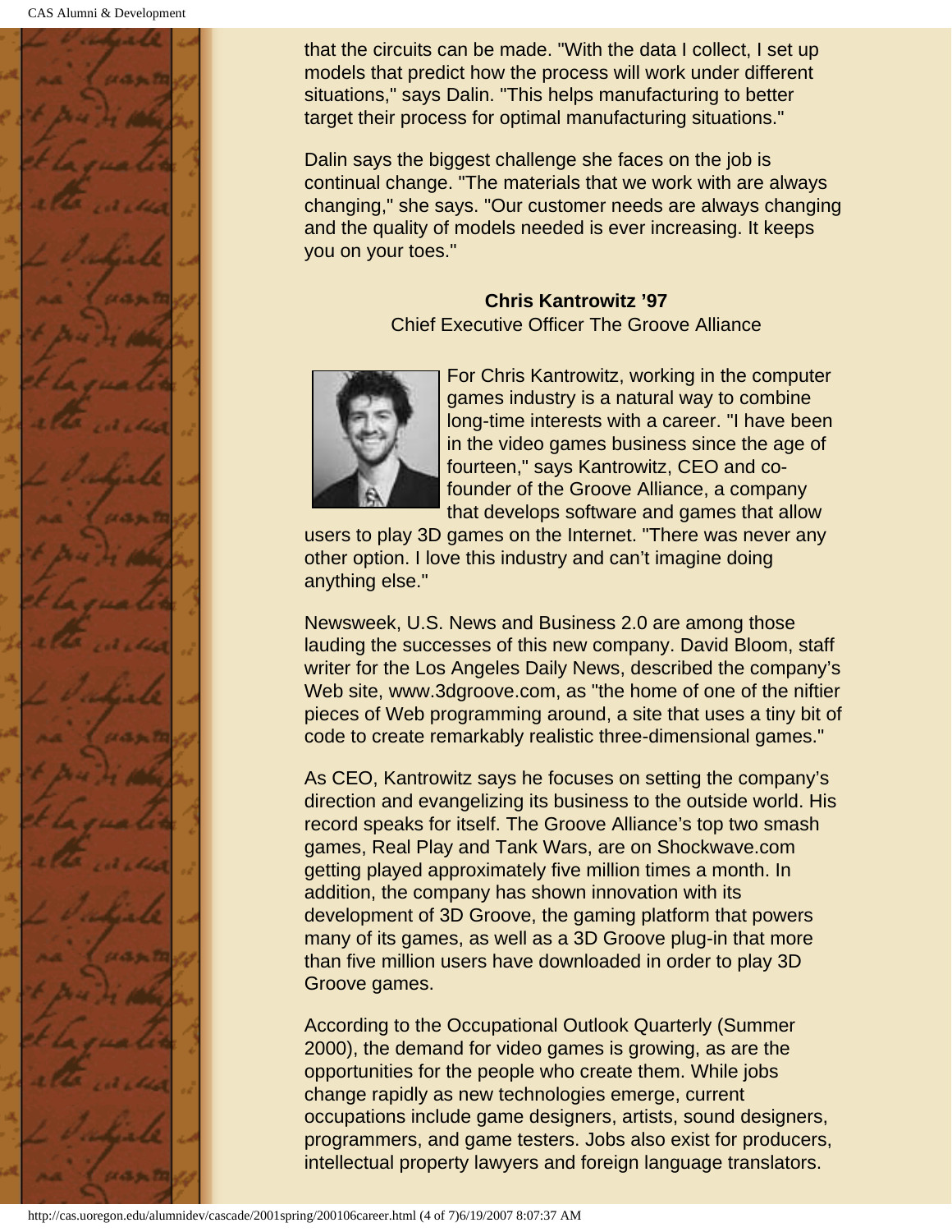that the circuits can be made. "With the data I collect, I set up models that predict how the process will work under different situations," says Dalin. "This helps manufacturing to better target their process for optimal manufacturing situations."

Dalin says the biggest challenge she faces on the job is continual change. "The materials that we work with are always changing," she says. "Our customer needs are always changing and the quality of models needed is ever increasing. It keeps you on your toes."

**Chris Kantrowitz ’97**
Chief Executive Officer The Groove Alliance

For Chris Kantrowitz, working in the computer games industry is a natural way to combine long-time interests with a career. "I have been in the video games business since the age of fourteen," says Kantrowitz, CEO and co-founder of the Groove Alliance, a company that develops software and games that allow users to play 3D games on the Internet. "There was never any other option. I love this industry and can’t imagine doing anything else."

Newsweek, U.S. News and Business 2.0 are among those lauding the successes of this new company. David Bloom, staff writer for the Los Angeles Daily News, described the company’s Web site, www.3dgroove.com, as "the home of one of the niftier pieces of Web programming around, a site that uses a tiny bit of code to create remarkably realistic three-dimensional games."

As CEO, Kantrowitz says he focuses on setting the company’s direction and evangelizing its business to the outside world. His record speaks for itself. The Groove Alliance’s top two smash games, Real Play and Tank Wars, are on Shockwave.com getting played approximately five million times a month. In addition, the company has shown innovation with its development of 3D Groove, the gaming platform that powers many of its games, as well as a 3D Groove plug-in that more than five million users have downloaded in order to play 3D Groove games.

According to the Occupational Outlook Quarterly (Summer 2000), the demand for video games is growing, as are the opportunities for the people who create them. While jobs change rapidly as new technologies emerge, current occupations include game designers, artists, sound designers, programmers, and game testers. Jobs also exist for producers, intellectual property lawyers and foreign language translators.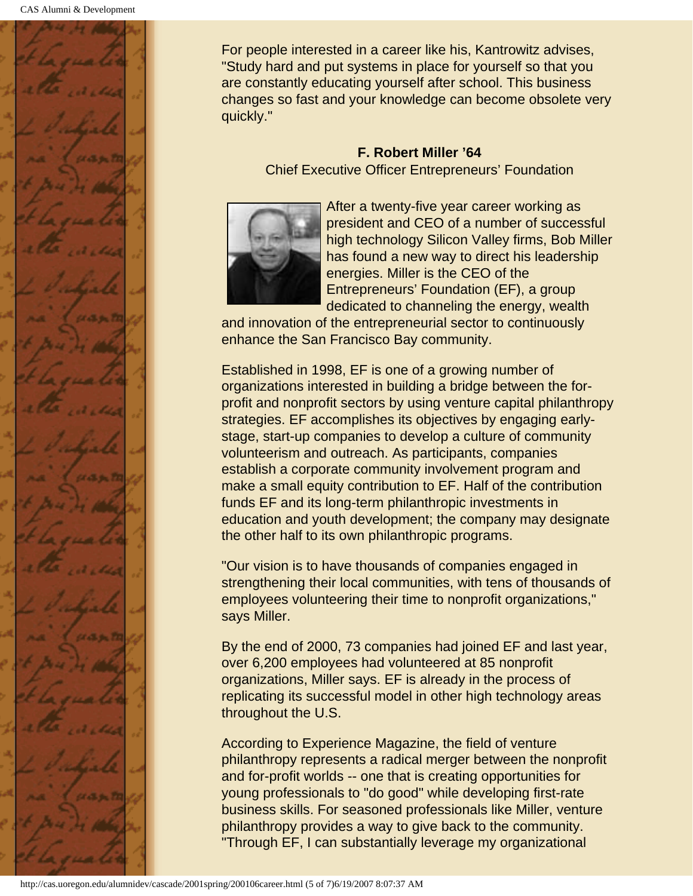For people interested in a career like his, Kantrowitz advises, "Study hard and put systems in place for yourself so that you are constantly educating yourself after school. This business changes so fast and your knowledge can become obsolete very quickly."

**F. Robert Miller '64**

Chief Executive Officer Entrepreneurs' Foundation

After a twenty-five year career working as president and CEO of a number of successful high technology Silicon Valley firms, Bob Miller has found a new way to direct his leadership energies. Miller is the CEO of the Entrepreneurs' Foundation (EF), a group dedicated to channeling the energy, wealth and innovation of the entrepreneurial sector to continuously enhance the San Francisco Bay community.

Established in 1998, EF is one of a growing number of organizations interested in building a bridge between the for-profit and nonprofit sectors by using venture capital philanthropy strategies. EF accomplishes its objectives by engaging early-stage, start-up companies to develop a culture of community volunteerism and outreach. As participants, companies establish a corporate community involvement program and make a small equity contribution to EF. Half of the contribution funds EF and its long-term philanthropic investments in education and youth development; the company may designate the other half to its own philanthropic programs.

"Our vision is to have thousands of companies engaged in strengthening their local communities, with tens of thousands of employees volunteering their time to nonprofit organizations," says Miller.

By the end of 2000, 73 companies had joined EF and last year, over 6,200 employees had volunteered at 85 nonprofit organizations, Miller says. EF is already in the process of replicating its successful model in other high technology areas throughout the U.S.

According to Experience Magazine, the field of venture philanthropy represents a radical merger between the nonprofit and for-profit worlds -- one that is creating opportunities for young professionals to "do good" while developing first-rate business skills. For seasoned professionals like Miller, venture philanthropy provides a way to give back to the community. "Through EF, I can substantially leverage my organizational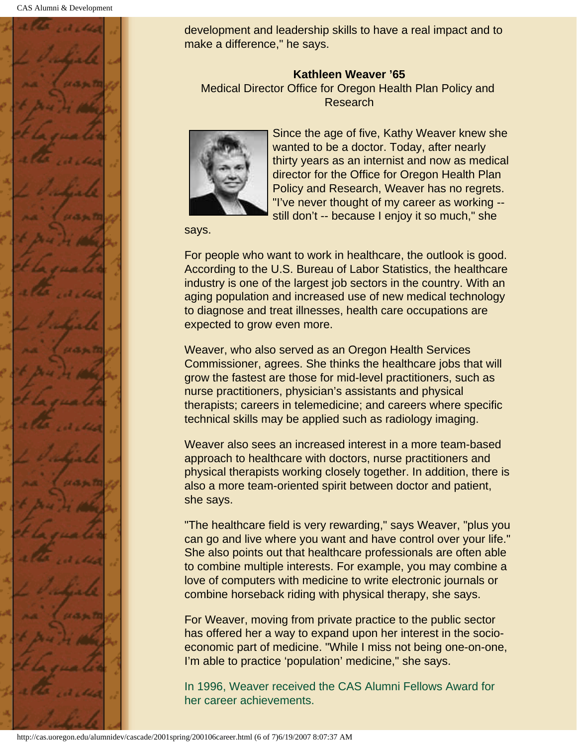development and leadership skills to have a real impact and to make a difference," he says.

**Kathleen Weaver '65**

Medical Director Office for Oregon Health Plan Policy and Research

Since the age of five, Kathy Weaver knew she wanted to be a doctor. Today, after nearly thirty years as an internist and now as medical director for the Office for Oregon Health Plan Policy and Research, Weaver has no regrets. "I've never thought of my career as working -- still don't -- because I enjoy it so much," she says.

For people who want to work in healthcare, the outlook is good. According to the U.S. Bureau of Labor Statistics, the healthcare industry is one of the largest job sectors in the country. With an aging population and increased use of new medical technology to diagnose and treat illnesses, health care occupations are expected to grow even more.

Weaver, who also served as an Oregon Health Services Commissioner, agrees. She thinks the healthcare jobs that will grow the fastest are those for mid-level practitioners, such as nurse practitioners, physician's assistants and physical therapists; careers in telemedicine; and careers where specific technical skills may be applied such as radiology imaging.

Weaver also sees an increased interest in a more team-based approach to healthcare with doctors, nurse practitioners and physical therapists working closely together. In addition, there is also a more team-oriented spirit between doctor and patient, she says.

"The healthcare field is very rewarding," says Weaver, "plus you can go and live where you want and have control over your life." She also points out that healthcare professionals are often able to combine multiple interests. For example, you may combine a love of computers with medicine to write electronic journals or combine horseback riding with physical therapy, she says.

For Weaver, moving from private practice to the public sector has offered her a way to expand upon her interest in the socio-economic part of medicine. "While I miss not being one-on-one, I'm able to practice 'population' medicine," she says.

In 1996, Weaver received the CAS Alumni Fellows Award for her career achievements.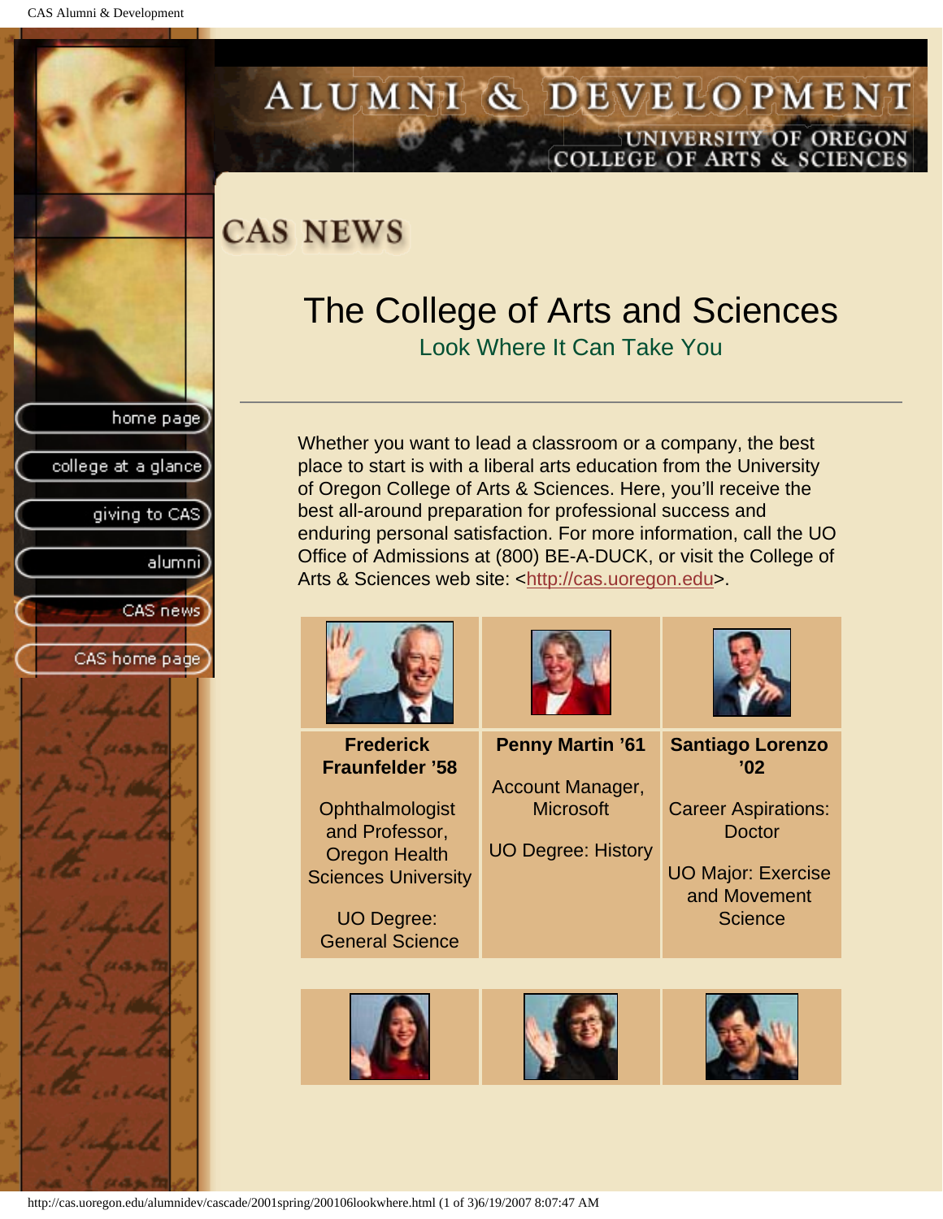# ALUMNI & DEVELOPMENT

UNIVERSITY OF OREGON
COLLEGE OF ARTS & SCIENCES

- home page
- college at a glance
- giving to CAS
- alumni
- CAS news
- CAS home page

## CAS NEWS

# The College of Arts and Sciences

Look Where It Can Take You

---

Whether you want to lead a classroom or a company, the best place to start is with a liberal arts education from the University of Oregon College of Arts & Sciences. Here, you'll receive the best all-around preparation for professional success and enduring personal satisfaction. For more information, call the UO Office of Admissions at (800) BE-A-DUCK, or visit the College of Arts & Sciences web site: <http://cas.uoregon.edu>.

| | | |
|---|---|---|
| **Frederick Fraunfelder '58**<br><br>Ophthalmologist and Professor, Oregon Health Sciences University<br><br>UO Degree: General Science | **Penny Martin '61**<br><br>Account Manager, Microsoft<br><br>UO Degree: History | **Santiago Lorenzo '02**<br><br>Career Aspirations: Doctor<br><br>UO Major: Exercise and Movement Science |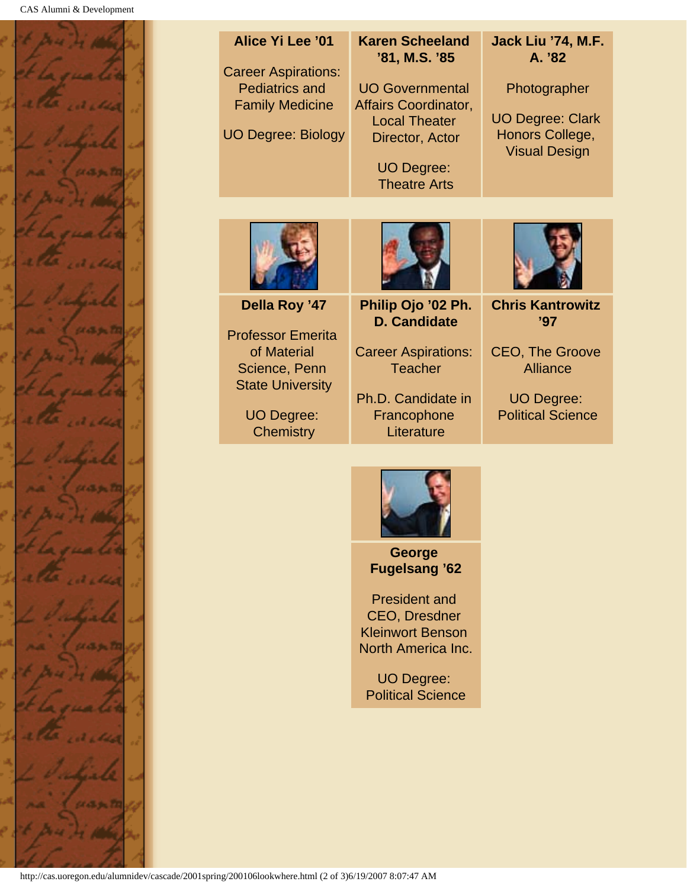| | | |
|---|---|---|
| **Alice Yi Lee ’01**<br><br>Career Aspirations: Pediatrics and Family Medicine<br><br>UO Degree: Biology | **Karen Scheeland ’81, M.S. ’85**<br><br>UO Governmental Affairs Coordinator, Local Theater Director, Actor<br><br>UO Degree: Theatre Arts | **Jack Liu ’74, M.F.A. ’82**<br><br>Photographer<br><br>UO Degree: Clark Honors College, Visual Design |

| | | |
|---|---|---|
| **Della Roy ’47**<br><br>Professor Emerita of Material Science, Penn State University<br><br>UO Degree: Chemistry | **Philip Ojo ’02 Ph.D. Candidate**<br><br>Career Aspirations: Teacher<br><br>Ph.D. Candidate in Francophone Literature | **Chris Kantrowitz ’97**<br><br>CEO, The Groove Alliance<br><br>UO Degree: Political Science |

**George Fugelsang ’62**

President and CEO, Dresdner Kleinwort Benson North America Inc.

UO Degree: Political Science